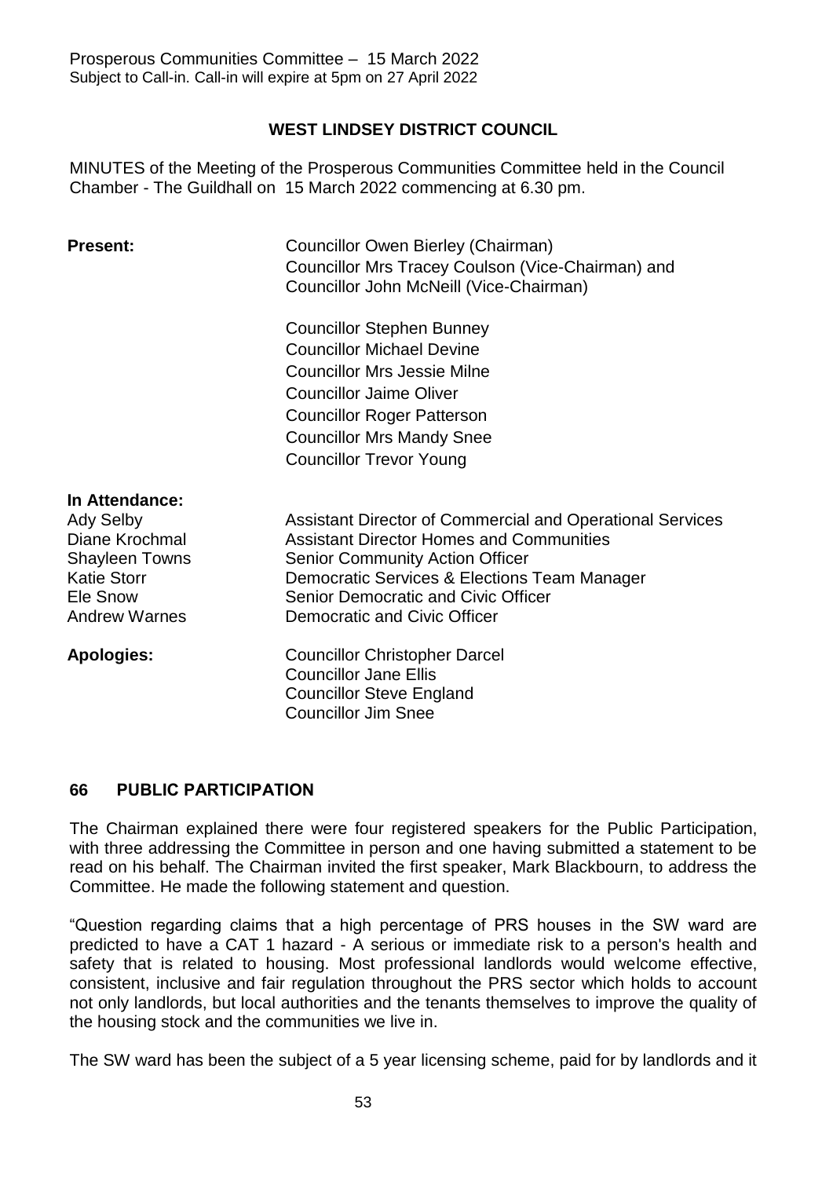Prosperous Communities Committee – 15 March 2022
Subject to Call-in. Call-in will expire at 5pm on 27 April 2022

## WEST LINDSEY DISTRICT COUNCIL

MINUTES of the Meeting of the Prosperous Communities Committee held in the Council Chamber - The Guildhall on 15 March 2022 commencing at 6.30 pm.

| | |
|---|---|
| **Present:** | Councillor Owen Bierley (Chairman) |
| | Councillor Mrs Tracey Coulson (Vice-Chairman) and |
| | Councillor John McNeill (Vice-Chairman) |
| | |
| | Councillor Stephen Bunney |
| | Councillor Michael Devine |
| | Councillor Mrs Jessie Milne |
| | Councillor Jaime Oliver |
| | Councillor Roger Patterson |
| | Councillor Mrs Mandy Snee |
| | Councillor Trevor Young |

**In Attendance:**

| | |
|---|---|
| Ady Selby | Assistant Director of Commercial and Operational Services |
| Diane Krochmal | Assistant Director Homes and Communities |
| Shayleen Towns | Senior Community Action Officer |
| Katie Storr | Democratic Services & Elections Team Manager |
| Ele Snow | Senior Democratic and Civic Officer |
| Andrew Warnes | Democratic and Civic Officer |

| | |
|---|---|
| **Apologies:** | Councillor Christopher Darcel |
| | Councillor Jane Ellis |
| | Councillor Steve England |
| | Councillor Jim Snee |

### 66 PUBLIC PARTICIPATION

The Chairman explained there were four registered speakers for the Public Participation, with three addressing the Committee in person and one having submitted a statement to be read on his behalf. The Chairman invited the first speaker, Mark Blackbourn, to address the Committee. He made the following statement and question.

"Question regarding claims that a high percentage of PRS houses in the SW ward are predicted to have a CAT 1 hazard - A serious or immediate risk to a person's health and safety that is related to housing. Most professional landlords would welcome effective, consistent, inclusive and fair regulation throughout the PRS sector which holds to account not only landlords, but local authorities and the tenants themselves to improve the quality of the housing stock and the communities we live in.

The SW ward has been the subject of a 5 year licensing scheme, paid for by landlords and it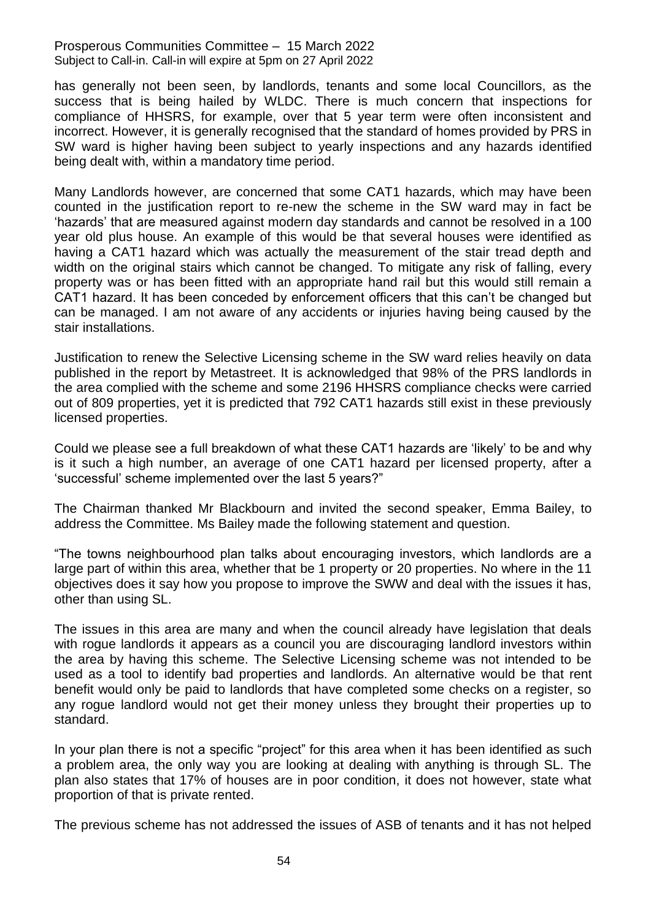has generally not been seen, by landlords, tenants and some local Councillors, as the success that is being hailed by WLDC. There is much concern that inspections for compliance of HHSRS, for example, over that 5 year term were often inconsistent and incorrect. However, it is generally recognised that the standard of homes provided by PRS in SW ward is higher having been subject to yearly inspections and any hazards identified being dealt with, within a mandatory time period.

Many Landlords however, are concerned that some CAT1 hazards, which may have been counted in the justification report to re-new the scheme in the SW ward may in fact be 'hazards' that are measured against modern day standards and cannot be resolved in a 100 year old plus house. An example of this would be that several houses were identified as having a CAT1 hazard which was actually the measurement of the stair tread depth and width on the original stairs which cannot be changed. To mitigate any risk of falling, every property was or has been fitted with an appropriate hand rail but this would still remain a CAT1 hazard. It has been conceded by enforcement officers that this can't be changed but can be managed. I am not aware of any accidents or injuries having being caused by the stair installations.

Justification to renew the Selective Licensing scheme in the SW ward relies heavily on data published in the report by Metastreet. It is acknowledged that 98% of the PRS landlords in the area complied with the scheme and some 2196 HHSRS compliance checks were carried out of 809 properties, yet it is predicted that 792 CAT1 hazards still exist in these previously licensed properties.

Could we please see a full breakdown of what these CAT1 hazards are 'likely' to be and why is it such a high number, an average of one CAT1 hazard per licensed property, after a 'successful' scheme implemented over the last 5 years?"

The Chairman thanked Mr Blackbourn and invited the second speaker, Emma Bailey, to address the Committee. Ms Bailey made the following statement and question.

"The towns neighbourhood plan talks about encouraging investors, which landlords are a large part of within this area, whether that be 1 property or 20 properties. No where in the 11 objectives does it say how you propose to improve the SWW and deal with the issues it has, other than using SL.

The issues in this area are many and when the council already have legislation that deals with rogue landlords it appears as a council you are discouraging landlord investors within the area by having this scheme. The Selective Licensing scheme was not intended to be used as a tool to identify bad properties and landlords. An alternative would be that rent benefit would only be paid to landlords that have completed some checks on a register, so any rogue landlord would not get their money unless they brought their properties up to standard.

In your plan there is not a specific "project" for this area when it has been identified as such a problem area, the only way you are looking at dealing with anything is through SL. The plan also states that 17% of houses are in poor condition, it does not however, state what proportion of that is private rented.

The previous scheme has not addressed the issues of ASB of tenants and it has not helped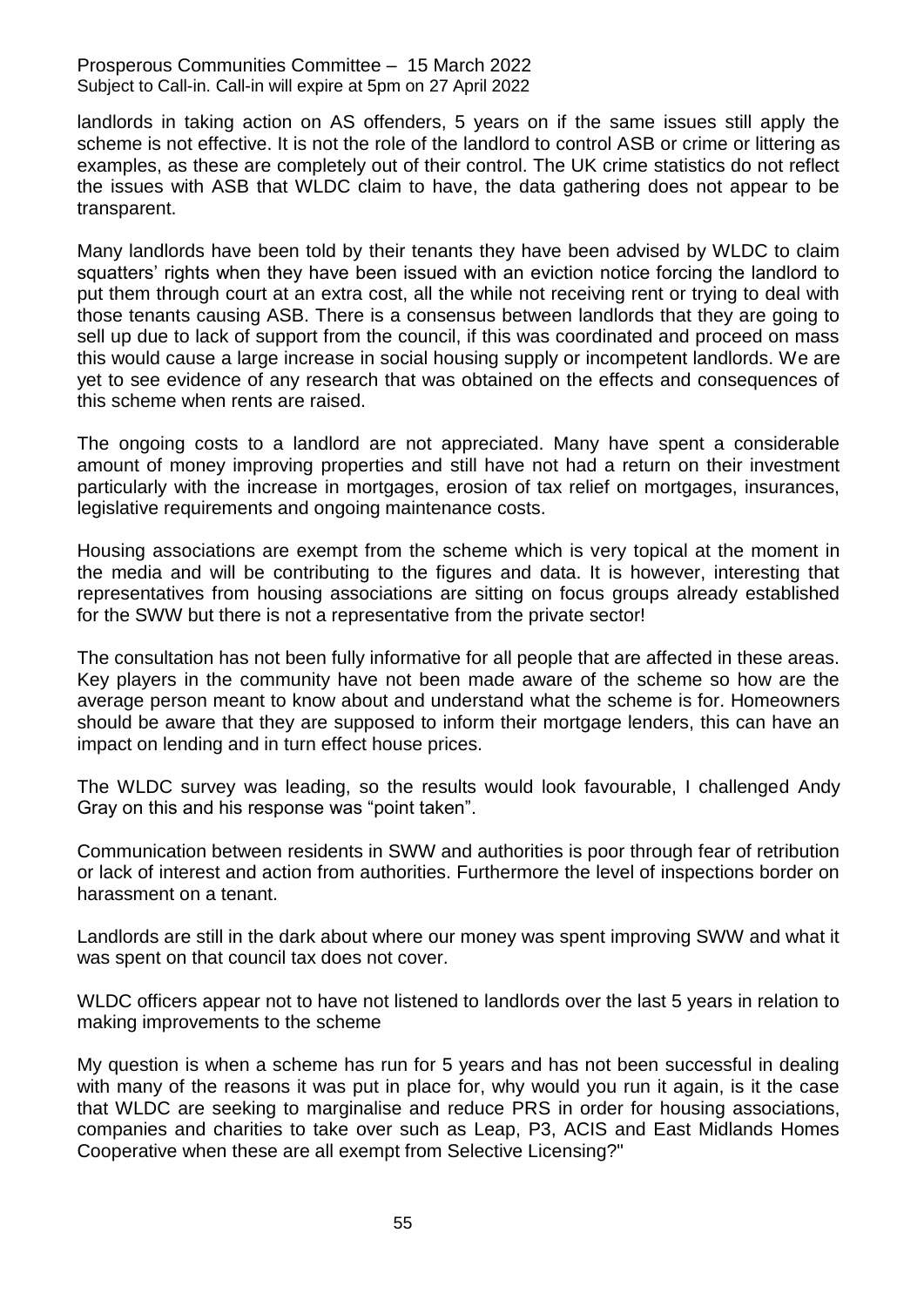landlords in taking action on AS offenders, 5 years on if the same issues still apply the scheme is not effective. It is not the role of the landlord to control ASB or crime or littering as examples, as these are completely out of their control. The UK crime statistics do not reflect the issues with ASB that WLDC claim to have, the data gathering does not appear to be transparent.

Many landlords have been told by their tenants they have been advised by WLDC to claim squatters' rights when they have been issued with an eviction notice forcing the landlord to put them through court at an extra cost, all the while not receiving rent or trying to deal with those tenants causing ASB. There is a consensus between landlords that they are going to sell up due to lack of support from the council, if this was coordinated and proceed on mass this would cause a large increase in social housing supply or incompetent landlords. We are yet to see evidence of any research that was obtained on the effects and consequences of this scheme when rents are raised.

The ongoing costs to a landlord are not appreciated. Many have spent a considerable amount of money improving properties and still have not had a return on their investment particularly with the increase in mortgages, erosion of tax relief on mortgages, insurances, legislative requirements and ongoing maintenance costs.

Housing associations are exempt from the scheme which is very topical at the moment in the media and will be contributing to the figures and data. It is however, interesting that representatives from housing associations are sitting on focus groups already established for the SWW but there is not a representative from the private sector!

The consultation has not been fully informative for all people that are affected in these areas. Key players in the community have not been made aware of the scheme so how are the average person meant to know about and understand what the scheme is for. Homeowners should be aware that they are supposed to inform their mortgage lenders, this can have an impact on lending and in turn effect house prices.

The WLDC survey was leading, so the results would look favourable, I challenged Andy Gray on this and his response was "point taken".

Communication between residents in SWW and authorities is poor through fear of retribution or lack of interest and action from authorities. Furthermore the level of inspections border on harassment on a tenant.

Landlords are still in the dark about where our money was spent improving SWW and what it was spent on that council tax does not cover.

WLDC officers appear not to have not listened to landlords over the last 5 years in relation to making improvements to the scheme

My question is when a scheme has run for 5 years and has not been successful in dealing with many of the reasons it was put in place for, why would you run it again, is it the case that WLDC are seeking to marginalise and reduce PRS in order for housing associations, companies and charities to take over such as Leap, P3, ACIS and East Midlands Homes Cooperative when these are all exempt from Selective Licensing?"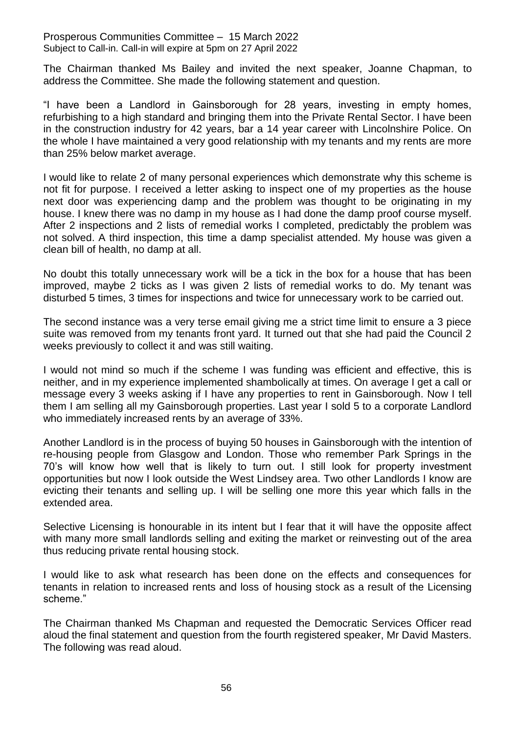The Chairman thanked Ms Bailey and invited the next speaker, Joanne Chapman, to address the Committee. She made the following statement and question.

"I have been a Landlord in Gainsborough for 28 years, investing in empty homes, refurbishing to a high standard and bringing them into the Private Rental Sector. I have been in the construction industry for 42 years, bar a 14 year career with Lincolnshire Police. On the whole I have maintained a very good relationship with my tenants and my rents are more than 25% below market average.

I would like to relate 2 of many personal experiences which demonstrate why this scheme is not fit for purpose. I received a letter asking to inspect one of my properties as the house next door was experiencing damp and the problem was thought to be originating in my house. I knew there was no damp in my house as I had done the damp proof course myself. After 2 inspections and 2 lists of remedial works I completed, predictably the problem was not solved. A third inspection, this time a damp specialist attended. My house was given a clean bill of health, no damp at all.

No doubt this totally unnecessary work will be a tick in the box for a house that has been improved, maybe 2 ticks as I was given 2 lists of remedial works to do. My tenant was disturbed 5 times, 3 times for inspections and twice for unnecessary work to be carried out.

The second instance was a very terse email giving me a strict time limit to ensure a 3 piece suite was removed from my tenants front yard. It turned out that she had paid the Council 2 weeks previously to collect it and was still waiting.

I would not mind so much if the scheme I was funding was efficient and effective, this is neither, and in my experience implemented shambolically at times. On average I get a call or message every 3 weeks asking if I have any properties to rent in Gainsborough. Now I tell them I am selling all my Gainsborough properties. Last year I sold 5 to a corporate Landlord who immediately increased rents by an average of 33%.

Another Landlord is in the process of buying 50 houses in Gainsborough with the intention of re-housing people from Glasgow and London. Those who remember Park Springs in the 70's will know how well that is likely to turn out. I still look for property investment opportunities but now I look outside the West Lindsey area. Two other Landlords I know are evicting their tenants and selling up. I will be selling one more this year which falls in the extended area.

Selective Licensing is honourable in its intent but I fear that it will have the opposite affect with many more small landlords selling and exiting the market or reinvesting out of the area thus reducing private rental housing stock.

I would like to ask what research has been done on the effects and consequences for tenants in relation to increased rents and loss of housing stock as a result of the Licensing scheme."

The Chairman thanked Ms Chapman and requested the Democratic Services Officer read aloud the final statement and question from the fourth registered speaker, Mr David Masters. The following was read aloud.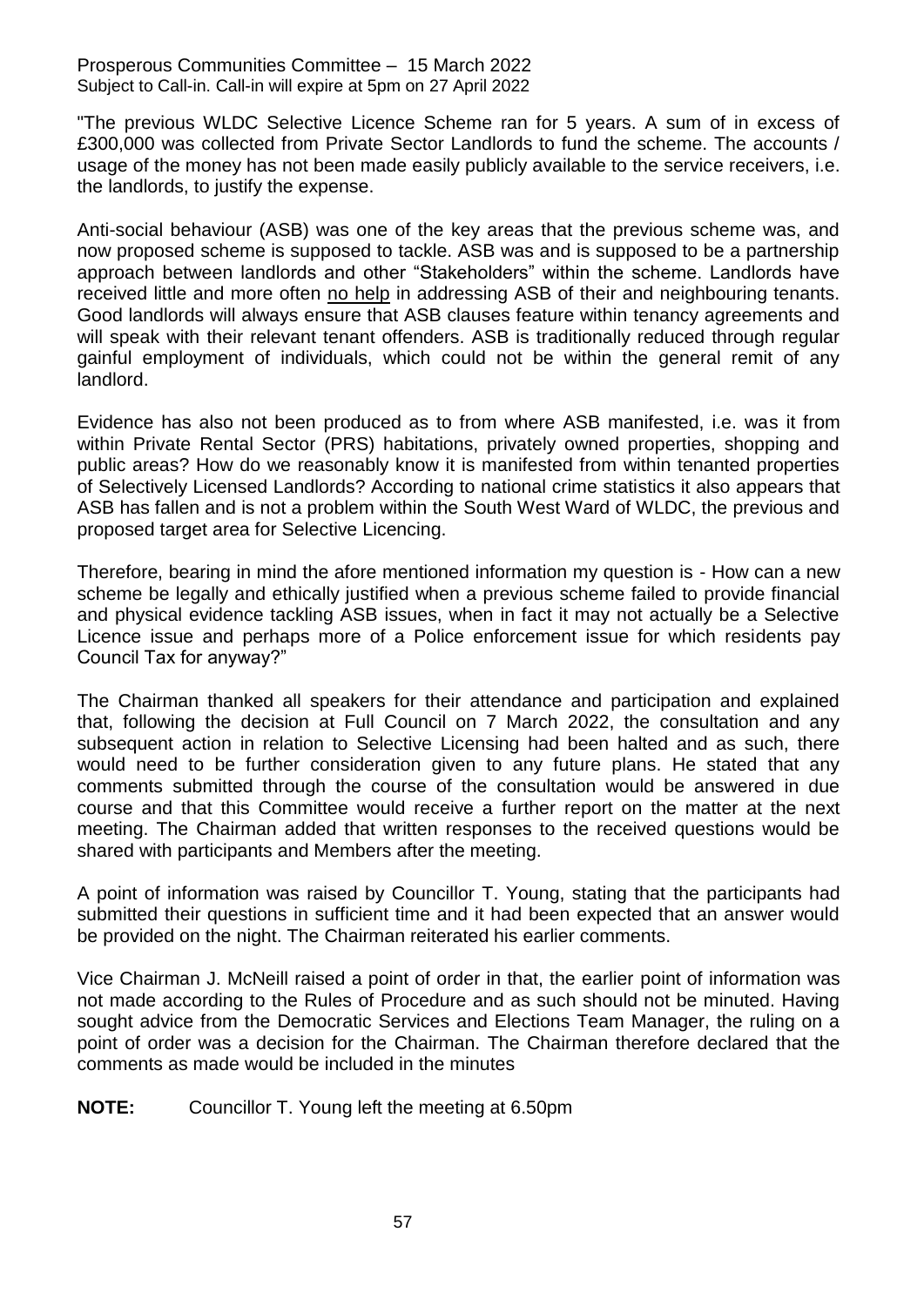"The previous WLDC Selective Licence Scheme ran for 5 years. A sum of in excess of £300,000 was collected from Private Sector Landlords to fund the scheme. The accounts / usage of the money has not been made easily publicly available to the service receivers, i.e. the landlords, to justify the expense.

Anti-social behaviour (ASB) was one of the key areas that the previous scheme was, and now proposed scheme is supposed to tackle. ASB was and is supposed to be a partnership approach between landlords and other "Stakeholders" within the scheme. Landlords have received little and more often no help in addressing ASB of their and neighbouring tenants. Good landlords will always ensure that ASB clauses feature within tenancy agreements and will speak with their relevant tenant offenders. ASB is traditionally reduced through regular gainful employment of individuals, which could not be within the general remit of any landlord.

Evidence has also not been produced as to from where ASB manifested, i.e. was it from within Private Rental Sector (PRS) habitations, privately owned properties, shopping and public areas? How do we reasonably know it is manifested from within tenanted properties of Selectively Licensed Landlords? According to national crime statistics it also appears that ASB has fallen and is not a problem within the South West Ward of WLDC, the previous and proposed target area for Selective Licencing.

Therefore, bearing in mind the afore mentioned information my question is - How can a new scheme be legally and ethically justified when a previous scheme failed to provide financial and physical evidence tackling ASB issues, when in fact it may not actually be a Selective Licence issue and perhaps more of a Police enforcement issue for which residents pay Council Tax for anyway?"

The Chairman thanked all speakers for their attendance and participation and explained that, following the decision at Full Council on 7 March 2022, the consultation and any subsequent action in relation to Selective Licensing had been halted and as such, there would need to be further consideration given to any future plans. He stated that any comments submitted through the course of the consultation would be answered in due course and that this Committee would receive a further report on the matter at the next meeting. The Chairman added that written responses to the received questions would be shared with participants and Members after the meeting.

A point of information was raised by Councillor T. Young, stating that the participants had submitted their questions in sufficient time and it had been expected that an answer would be provided on the night. The Chairman reiterated his earlier comments.

Vice Chairman J. McNeill raised a point of order in that, the earlier point of information was not made according to the Rules of Procedure and as such should not be minuted. Having sought advice from the Democratic Services and Elections Team Manager, the ruling on a point of order was a decision for the Chairman. The Chairman therefore declared that the comments as made would be included in the minutes

**NOTE:** Councillor T. Young left the meeting at 6.50pm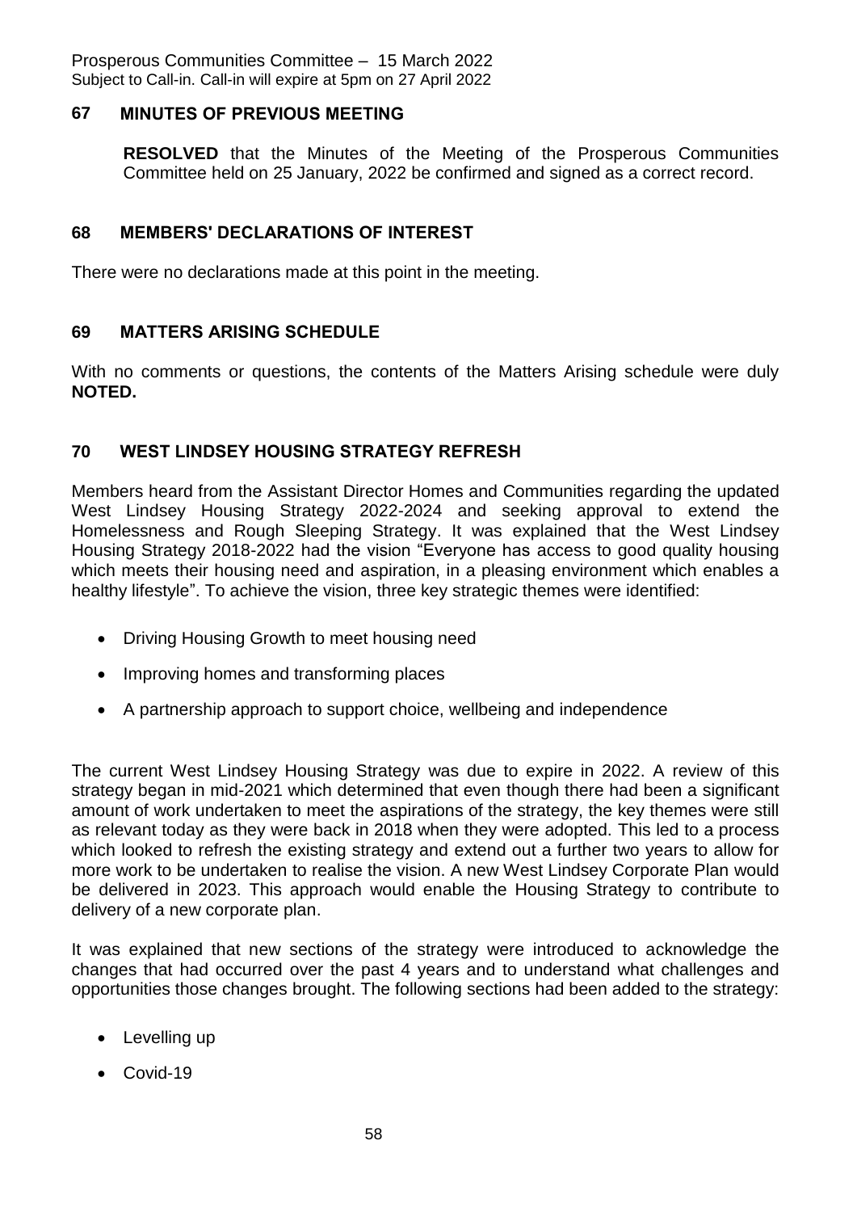## 67 MINUTES OF PREVIOUS MEETING

**RESOLVED** that the Minutes of the Meeting of the Prosperous Communities Committee held on 25 January, 2022 be confirmed and signed as a correct record.

## 68 MEMBERS' DECLARATIONS OF INTEREST

There were no declarations made at this point in the meeting.

## 69 MATTERS ARISING SCHEDULE

With no comments or questions, the contents of the Matters Arising schedule were duly **NOTED.**

## 70 WEST LINDSEY HOUSING STRATEGY REFRESH

Members heard from the Assistant Director Homes and Communities regarding the updated West Lindsey Housing Strategy 2022-2024 and seeking approval to extend the Homelessness and Rough Sleeping Strategy. It was explained that the West Lindsey Housing Strategy 2018-2022 had the vision "Everyone has access to good quality housing which meets their housing need and aspiration, in a pleasing environment which enables a healthy lifestyle". To achieve the vision, three key strategic themes were identified:

- Driving Housing Growth to meet housing need
- Improving homes and transforming places
- A partnership approach to support choice, wellbeing and independence

The current West Lindsey Housing Strategy was due to expire in 2022. A review of this strategy began in mid-2021 which determined that even though there had been a significant amount of work undertaken to meet the aspirations of the strategy, the key themes were still as relevant today as they were back in 2018 when they were adopted. This led to a process which looked to refresh the existing strategy and extend out a further two years to allow for more work to be undertaken to realise the vision. A new West Lindsey Corporate Plan would be delivered in 2023. This approach would enable the Housing Strategy to contribute to delivery of a new corporate plan.

It was explained that new sections of the strategy were introduced to acknowledge the changes that had occurred over the past 4 years and to understand what challenges and opportunities those changes brought. The following sections had been added to the strategy:

- Levelling up
- Covid-19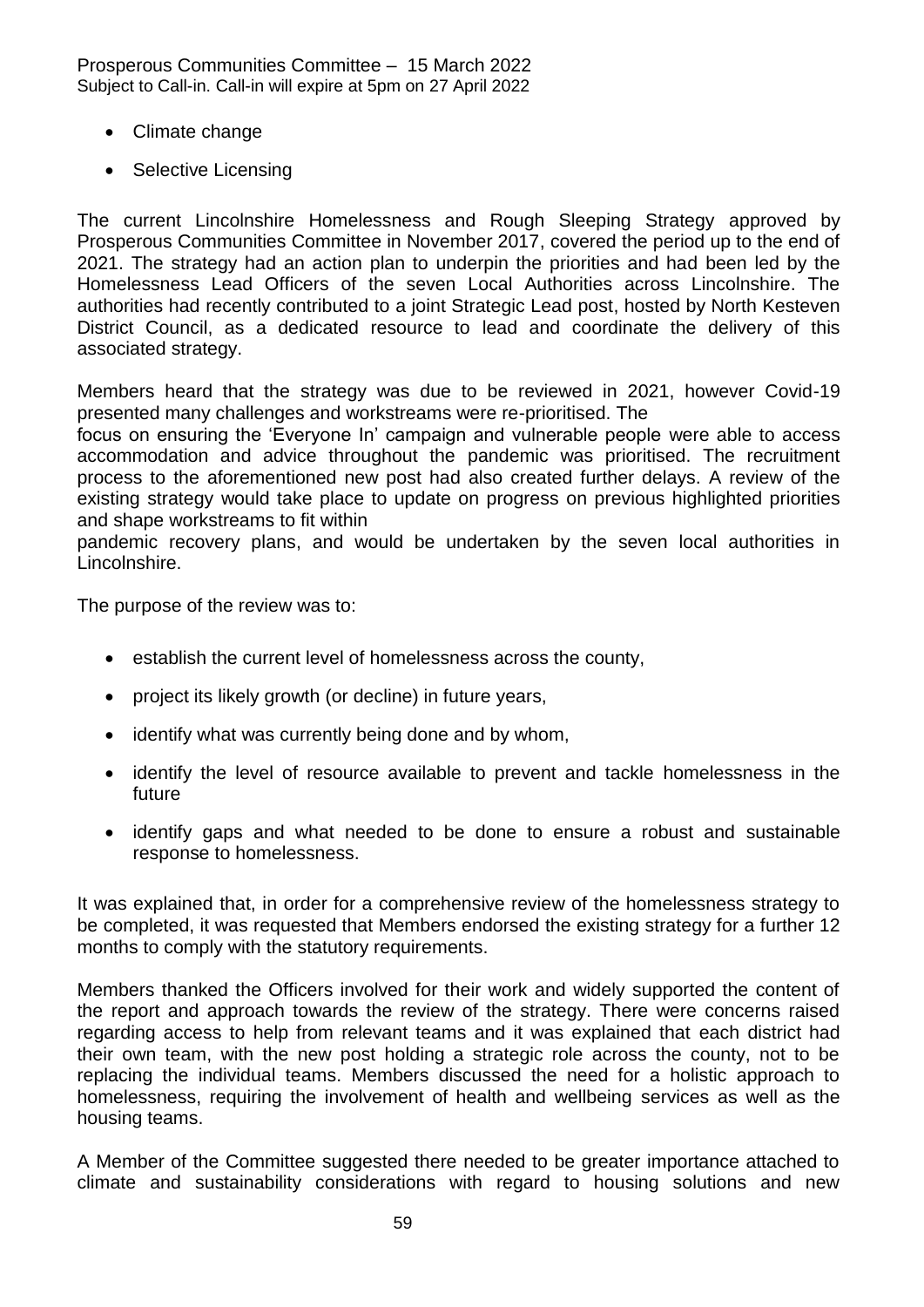- Climate change
- Selective Licensing

The current Lincolnshire Homelessness and Rough Sleeping Strategy approved by Prosperous Communities Committee in November 2017, covered the period up to the end of 2021. The strategy had an action plan to underpin the priorities and had been led by the Homelessness Lead Officers of the seven Local Authorities across Lincolnshire. The authorities had recently contributed to a joint Strategic Lead post, hosted by North Kesteven District Council, as a dedicated resource to lead and coordinate the delivery of this associated strategy.

Members heard that the strategy was due to be reviewed in 2021, however Covid-19 presented many challenges and workstreams were re-prioritised. The focus on ensuring the 'Everyone In' campaign and vulnerable people were able to access accommodation and advice throughout the pandemic was prioritised. The recruitment process to the aforementioned new post had also created further delays. A review of the existing strategy would take place to update on progress on previous highlighted priorities and shape workstreams to fit within pandemic recovery plans, and would be undertaken by the seven local authorities in Lincolnshire.

The purpose of the review was to:

- establish the current level of homelessness across the county,
- project its likely growth (or decline) in future years,
- identify what was currently being done and by whom,
- identify the level of resource available to prevent and tackle homelessness in the future
- identify gaps and what needed to be done to ensure a robust and sustainable response to homelessness.

It was explained that, in order for a comprehensive review of the homelessness strategy to be completed, it was requested that Members endorsed the existing strategy for a further 12 months to comply with the statutory requirements.

Members thanked the Officers involved for their work and widely supported the content of the report and approach towards the review of the strategy. There were concerns raised regarding access to help from relevant teams and it was explained that each district had their own team, with the new post holding a strategic role across the county, not to be replacing the individual teams. Members discussed the need for a holistic approach to homelessness, requiring the involvement of health and wellbeing services as well as the housing teams.

A Member of the Committee suggested there needed to be greater importance attached to climate and sustainability considerations with regard to housing solutions and new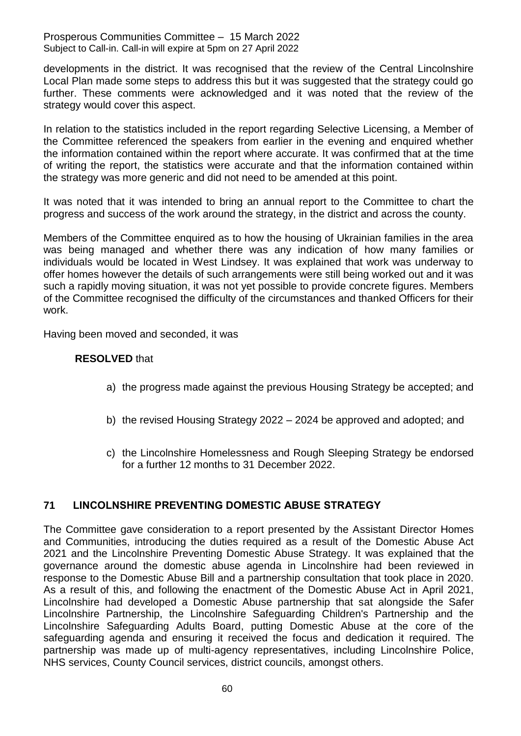developments in the district. It was recognised that the review of the Central Lincolnshire Local Plan made some steps to address this but it was suggested that the strategy could go further. These comments were acknowledged and it was noted that the review of the strategy would cover this aspect.

In relation to the statistics included in the report regarding Selective Licensing, a Member of the Committee referenced the speakers from earlier in the evening and enquired whether the information contained within the report where accurate. It was confirmed that at the time of writing the report, the statistics were accurate and that the information contained within the strategy was more generic and did not need to be amended at this point.

It was noted that it was intended to bring an annual report to the Committee to chart the progress and success of the work around the strategy, in the district and across the county.

Members of the Committee enquired as to how the housing of Ukrainian families in the area was being managed and whether there was any indication of how many families or individuals would be located in West Lindsey. It was explained that work was underway to offer homes however the details of such arrangements were still being worked out and it was such a rapidly moving situation, it was not yet possible to provide concrete figures. Members of the Committee recognised the difficulty of the circumstances and thanked Officers for their work.

Having been moved and seconded, it was

**RESOLVED** that

a) the progress made against the previous Housing Strategy be accepted; and

b) the revised Housing Strategy 2022 – 2024 be approved and adopted; and

c) the Lincolnshire Homelessness and Rough Sleeping Strategy be endorsed for a further 12 months to 31 December 2022.

## 71 LINCOLNSHIRE PREVENTING DOMESTIC ABUSE STRATEGY

The Committee gave consideration to a report presented by the Assistant Director Homes and Communities, introducing the duties required as a result of the Domestic Abuse Act 2021 and the Lincolnshire Preventing Domestic Abuse Strategy. It was explained that the governance around the domestic abuse agenda in Lincolnshire had been reviewed in response to the Domestic Abuse Bill and a partnership consultation that took place in 2020. As a result of this, and following the enactment of the Domestic Abuse Act in April 2021, Lincolnshire had developed a Domestic Abuse partnership that sat alongside the Safer Lincolnshire Partnership, the Lincolnshire Safeguarding Children's Partnership and the Lincolnshire Safeguarding Adults Board, putting Domestic Abuse at the core of the safeguarding agenda and ensuring it received the focus and dedication it required. The partnership was made up of multi-agency representatives, including Lincolnshire Police, NHS services, County Council services, district councils, amongst others.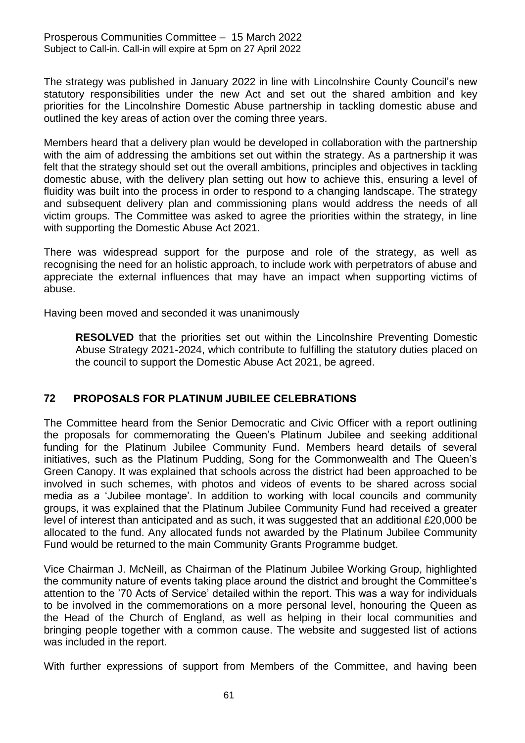The strategy was published in January 2022 in line with Lincolnshire County Council's new statutory responsibilities under the new Act and set out the shared ambition and key priorities for the Lincolnshire Domestic Abuse partnership in tackling domestic abuse and outlined the key areas of action over the coming three years.

Members heard that a delivery plan would be developed in collaboration with the partnership with the aim of addressing the ambitions set out within the strategy. As a partnership it was felt that the strategy should set out the overall ambitions, principles and objectives in tackling domestic abuse, with the delivery plan setting out how to achieve this, ensuring a level of fluidity was built into the process in order to respond to a changing landscape. The strategy and subsequent delivery plan and commissioning plans would address the needs of all victim groups. The Committee was asked to agree the priorities within the strategy, in line with supporting the Domestic Abuse Act 2021.

There was widespread support for the purpose and role of the strategy, as well as recognising the need for an holistic approach, to include work with perpetrators of abuse and appreciate the external influences that may have an impact when supporting victims of abuse.

Having been moved and seconded it was unanimously

> **RESOLVED** that the priorities set out within the Lincolnshire Preventing Domestic Abuse Strategy 2021-2024, which contribute to fulfilling the statutory duties placed on the council to support the Domestic Abuse Act 2021, be agreed.

## 72 PROPOSALS FOR PLATINUM JUBILEE CELEBRATIONS

The Committee heard from the Senior Democratic and Civic Officer with a report outlining the proposals for commemorating the Queen's Platinum Jubilee and seeking additional funding for the Platinum Jubilee Community Fund. Members heard details of several initiatives, such as the Platinum Pudding, Song for the Commonwealth and The Queen's Green Canopy. It was explained that schools across the district had been approached to be involved in such schemes, with photos and videos of events to be shared across social media as a 'Jubilee montage'. In addition to working with local councils and community groups, it was explained that the Platinum Jubilee Community Fund had received a greater level of interest than anticipated and as such, it was suggested that an additional £20,000 be allocated to the fund. Any allocated funds not awarded by the Platinum Jubilee Community Fund would be returned to the main Community Grants Programme budget.

Vice Chairman J. McNeill, as Chairman of the Platinum Jubilee Working Group, highlighted the community nature of events taking place around the district and brought the Committee's attention to the '70 Acts of Service' detailed within the report. This was a way for individuals to be involved in the commemorations on a more personal level, honouring the Queen as the Head of the Church of England, as well as helping in their local communities and bringing people together with a common cause. The website and suggested list of actions was included in the report.

With further expressions of support from Members of the Committee, and having been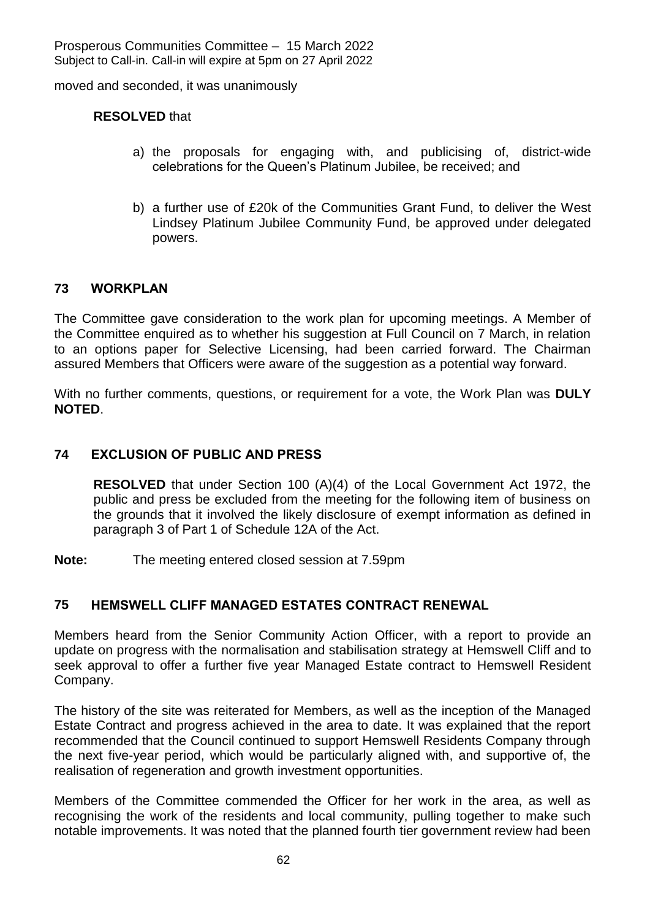moved and seconded, it was unanimously

**RESOLVED** that

a) the proposals for engaging with, and publicising of, district-wide celebrations for the Queen's Platinum Jubilee, be received; and

b) a further use of £20k of the Communities Grant Fund, to deliver the West Lindsey Platinum Jubilee Community Fund, be approved under delegated powers.

## 73 WORKPLAN

The Committee gave consideration to the work plan for upcoming meetings. A Member of the Committee enquired as to whether his suggestion at Full Council on 7 March, in relation to an options paper for Selective Licensing, had been carried forward. The Chairman assured Members that Officers were aware of the suggestion as a potential way forward.

With no further comments, questions, or requirement for a vote, the Work Plan was **DULY NOTED**.

## 74 EXCLUSION OF PUBLIC AND PRESS

**RESOLVED** that under Section 100 (A)(4) of the Local Government Act 1972, the public and press be excluded from the meeting for the following item of business on the grounds that it involved the likely disclosure of exempt information as defined in paragraph 3 of Part 1 of Schedule 12A of the Act.

**Note:** The meeting entered closed session at 7.59pm

## 75 HEMSWELL CLIFF MANAGED ESTATES CONTRACT RENEWAL

Members heard from the Senior Community Action Officer, with a report to provide an update on progress with the normalisation and stabilisation strategy at Hemswell Cliff and to seek approval to offer a further five year Managed Estate contract to Hemswell Resident Company.

The history of the site was reiterated for Members, as well as the inception of the Managed Estate Contract and progress achieved in the area to date. It was explained that the report recommended that the Council continued to support Hemswell Residents Company through the next five-year period, which would be particularly aligned with, and supportive of, the realisation of regeneration and growth investment opportunities.

Members of the Committee commended the Officer for her work in the area, as well as recognising the work of the residents and local community, pulling together to make such notable improvements. It was noted that the planned fourth tier government review had been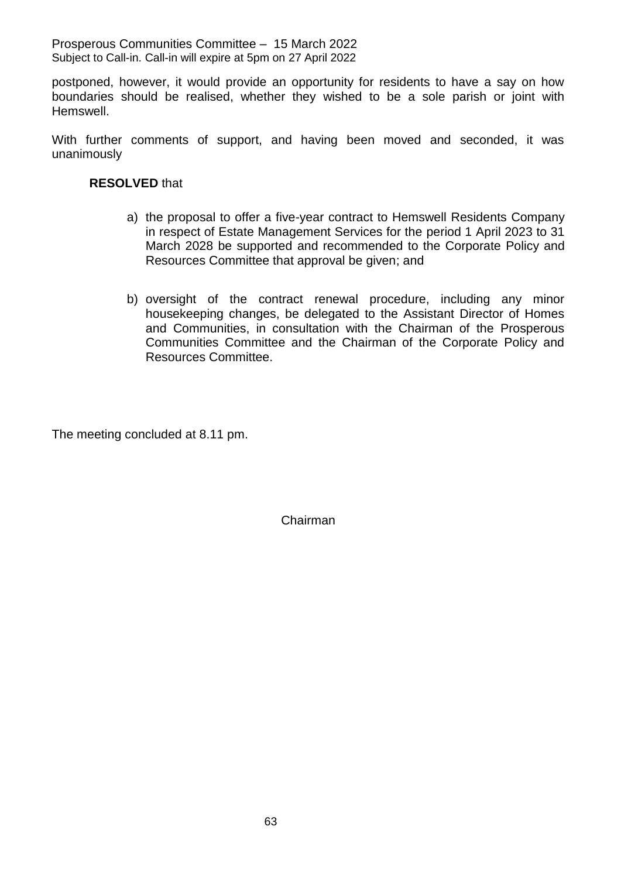postponed, however, it would provide an opportunity for residents to have a say on how boundaries should be realised, whether they wished to be a sole parish or joint with Hemswell.

With further comments of support, and having been moved and seconded, it was unanimously

**RESOLVED** that

a) the proposal to offer a five-year contract to Hemswell Residents Company in respect of Estate Management Services for the period 1 April 2023 to 31 March 2028 be supported and recommended to the Corporate Policy and Resources Committee that approval be given; and

b) oversight of the contract renewal procedure, including any minor housekeeping changes, be delegated to the Assistant Director of Homes and Communities, in consultation with the Chairman of the Prosperous Communities Committee and the Chairman of the Corporate Policy and Resources Committee.

The meeting concluded at 8.11 pm.

Chairman